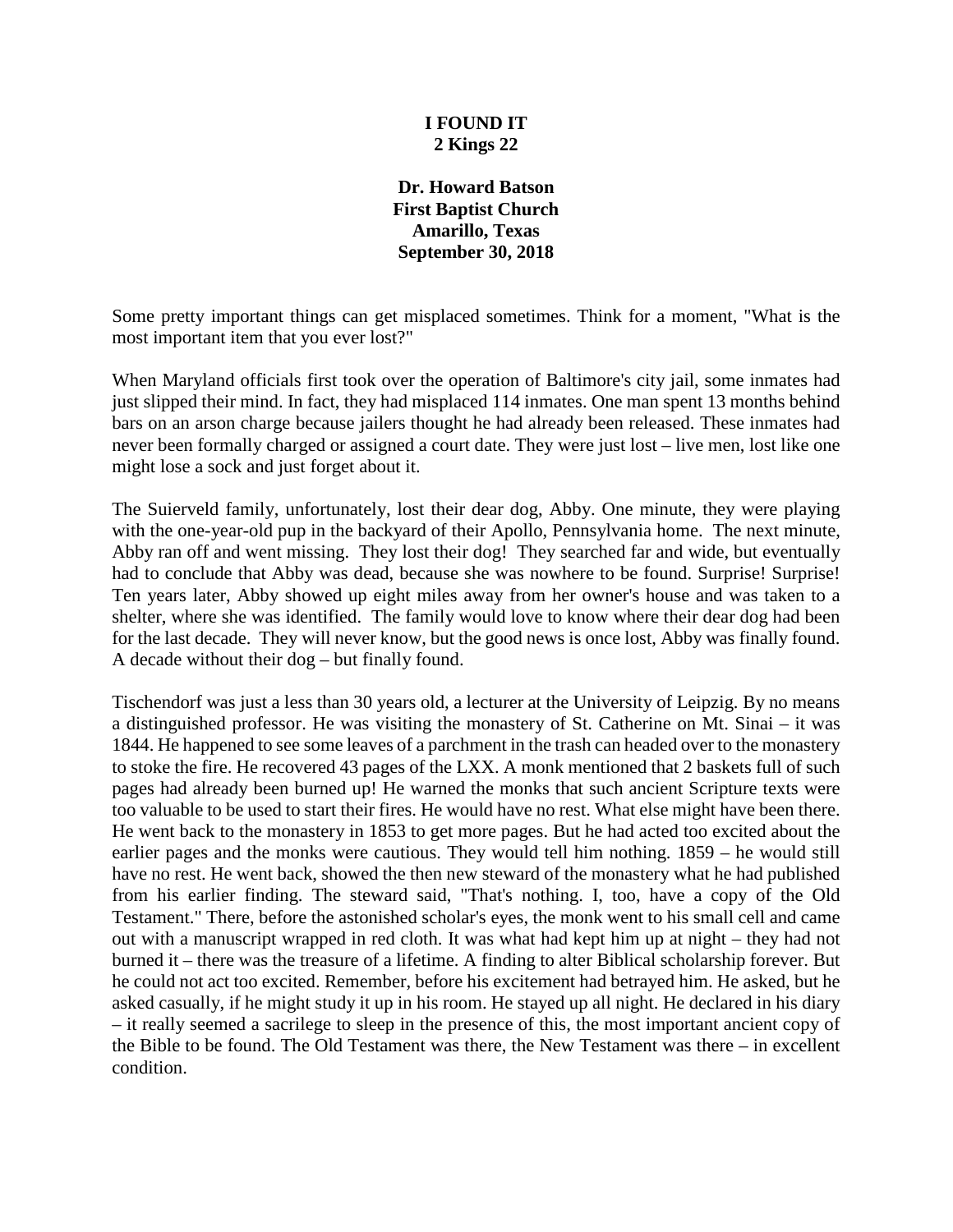**I FOUND IT**
**2 Kings 22**

**Dr. Howard Batson**
**First Baptist Church**
**Amarillo, Texas**
**September 30, 2018**

Some pretty important things can get misplaced sometimes. Think for a moment, "What is the most important item that you ever lost?"

When Maryland officials first took over the operation of Baltimore's city jail, some inmates had just slipped their mind. In fact, they had misplaced 114 inmates. One man spent 13 months behind bars on an arson charge because jailers thought he had already been released. These inmates had never been formally charged or assigned a court date. They were just lost – live men, lost like one might lose a sock and just forget about it.

The Suierveld family, unfortunately, lost their dear dog, Abby. One minute, they were playing with the one-year-old pup in the backyard of their Apollo, Pennsylvania home. The next minute, Abby ran off and went missing. They lost their dog! They searched far and wide, but eventually had to conclude that Abby was dead, because she was nowhere to be found. Surprise! Surprise! Ten years later, Abby showed up eight miles away from her owner's house and was taken to a shelter, where she was identified. The family would love to know where their dear dog had been for the last decade. They will never know, but the good news is once lost, Abby was finally found. A decade without their dog – but finally found.

Tischendorf was just a less than 30 years old, a lecturer at the University of Leipzig. By no means a distinguished professor. He was visiting the monastery of St. Catherine on Mt. Sinai – it was 1844. He happened to see some leaves of a parchment in the trash can headed over to the monastery to stoke the fire. He recovered 43 pages of the LXX. A monk mentioned that 2 baskets full of such pages had already been burned up! He warned the monks that such ancient Scripture texts were too valuable to be used to start their fires. He would have no rest. What else might have been there. He went back to the monastery in 1853 to get more pages. But he had acted too excited about the earlier pages and the monks were cautious. They would tell him nothing. 1859 – he would still have no rest. He went back, showed the then new steward of the monastery what he had published from his earlier finding. The steward said, "That's nothing. I, too, have a copy of the Old Testament." There, before the astonished scholar's eyes, the monk went to his small cell and came out with a manuscript wrapped in red cloth. It was what had kept him up at night – they had not burned it – there was the treasure of a lifetime. A finding to alter Biblical scholarship forever. But he could not act too excited. Remember, before his excitement had betrayed him. He asked, but he asked casually, if he might study it up in his room. He stayed up all night. He declared in his diary – it really seemed a sacrilege to sleep in the presence of this, the most important ancient copy of the Bible to be found. The Old Testament was there, the New Testament was there – in excellent condition.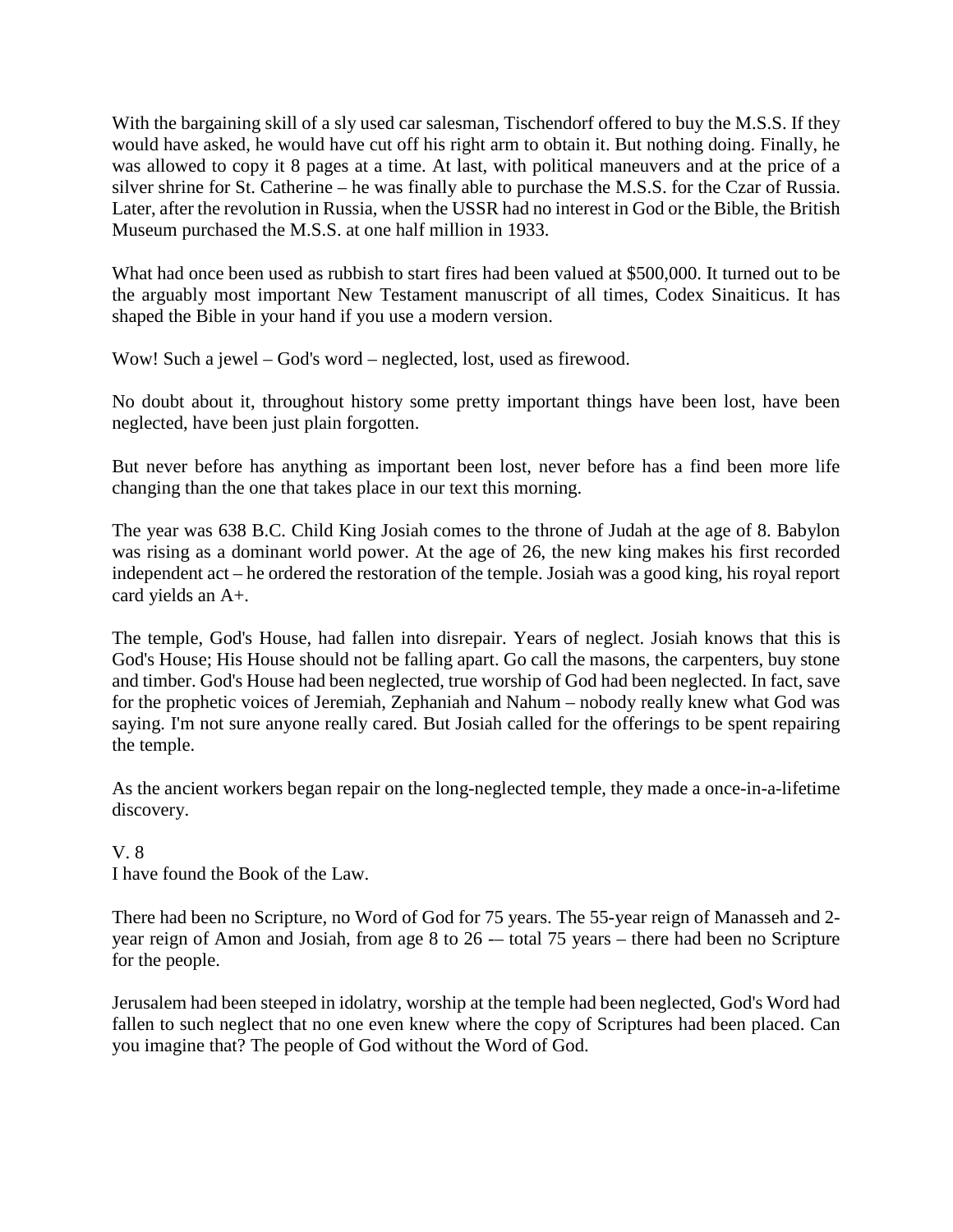With the bargaining skill of a sly used car salesman, Tischendorf offered to buy the M.S.S. If they would have asked, he would have cut off his right arm to obtain it. But nothing doing. Finally, he was allowed to copy it 8 pages at a time. At last, with political maneuvers and at the price of a silver shrine for St. Catherine – he was finally able to purchase the M.S.S. for the Czar of Russia. Later, after the revolution in Russia, when the USSR had no interest in God or the Bible, the British Museum purchased the M.S.S. at one half million in 1933.

What had once been used as rubbish to start fires had been valued at $500,000. It turned out to be the arguably most important New Testament manuscript of all times, Codex Sinaiticus. It has shaped the Bible in your hand if you use a modern version.

Wow! Such a jewel – God's word – neglected, lost, used as firewood.

No doubt about it, throughout history some pretty important things have been lost, have been neglected, have been just plain forgotten.

But never before has anything as important been lost, never before has a find been more life changing than the one that takes place in our text this morning.

The year was 638 B.C. Child King Josiah comes to the throne of Judah at the age of 8. Babylon was rising as a dominant world power. At the age of 26, the new king makes his first recorded independent act – he ordered the restoration of the temple. Josiah was a good king, his royal report card yields an A+.

The temple, God's House, had fallen into disrepair. Years of neglect. Josiah knows that this is God's House; His House should not be falling apart. Go call the masons, the carpenters, buy stone and timber. God's House had been neglected, true worship of God had been neglected. In fact, save for the prophetic voices of Jeremiah, Zephaniah and Nahum – nobody really knew what God was saying. I'm not sure anyone really cared. But Josiah called for the offerings to be spent repairing the temple.

As the ancient workers began repair on the long-neglected temple, they made a once-in-a-lifetime discovery.

V. 8
I have found the Book of the Law.

There had been no Scripture, no Word of God for 75 years. The 55-year reign of Manasseh and 2-year reign of Amon and Josiah, from age 8 to 26 -– total 75 years – there had been no Scripture for the people.

Jerusalem had been steeped in idolatry, worship at the temple had been neglected, God's Word had fallen to such neglect that no one even knew where the copy of Scriptures had been placed. Can you imagine that? The people of God without the Word of God.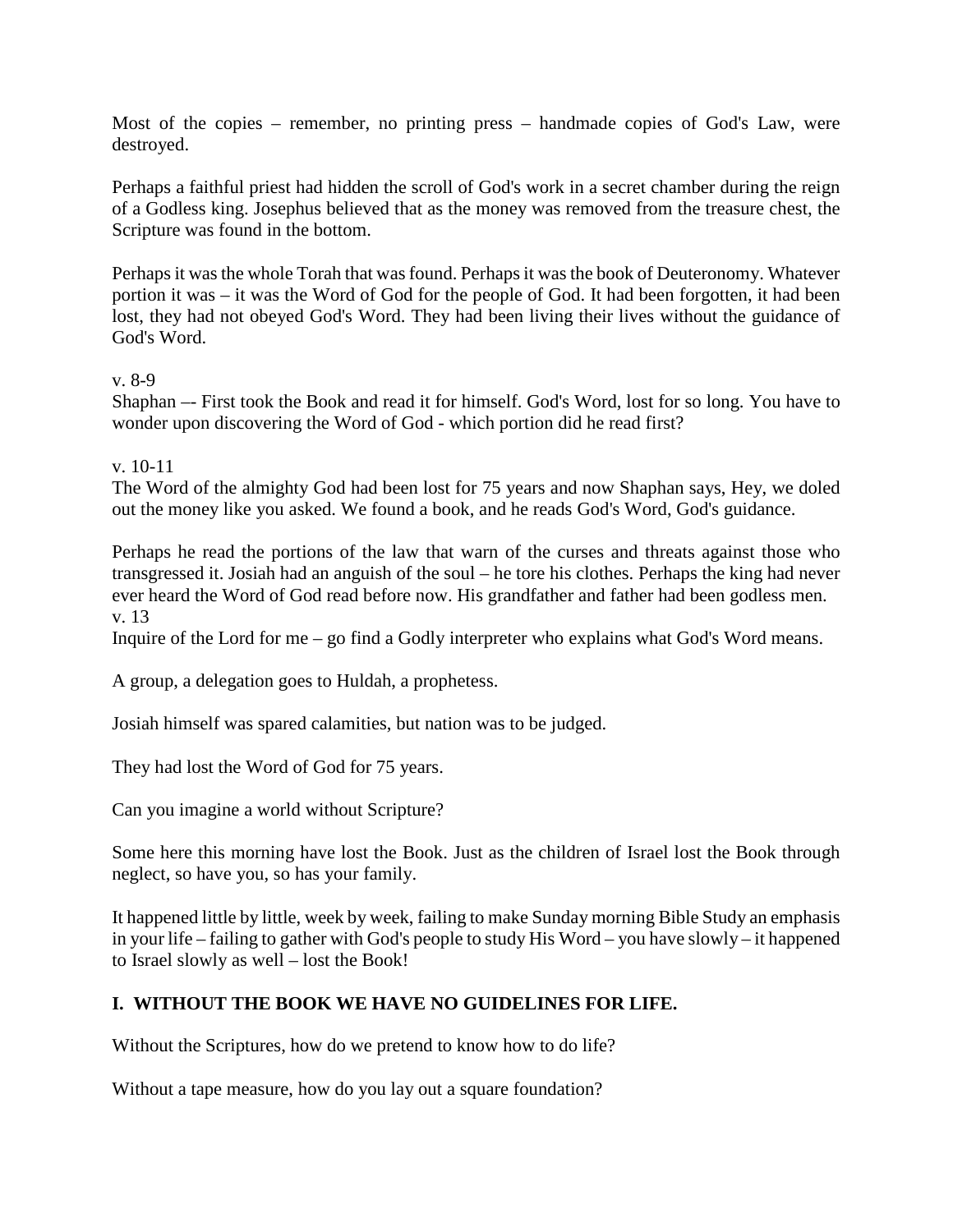Most of the copies – remember, no printing press – handmade copies of God's Law, were destroyed.

Perhaps a faithful priest had hidden the scroll of God's work in a secret chamber during the reign of a Godless king. Josephus believed that as the money was removed from the treasure chest, the Scripture was found in the bottom.

Perhaps it was the whole Torah that was found. Perhaps it was the book of Deuteronomy. Whatever portion it was – it was the Word of God for the people of God. It had been forgotten, it had been lost, they had not obeyed God's Word. They had been living their lives without the guidance of God's Word.

v. 8-9
Shaphan –- First took the Book and read it for himself. God's Word, lost for so long. You have to wonder upon discovering the Word of God - which portion did he read first?

v. 10-11
The Word of the almighty God had been lost for 75 years and now Shaphan says, Hey, we doled out the money like you asked. We found a book, and he reads God's Word, God's guidance.

Perhaps he read the portions of the law that warn of the curses and threats against those who transgressed it. Josiah had an anguish of the soul – he tore his clothes. Perhaps the king had never ever heard the Word of God read before now. His grandfather and father had been godless men.
v. 13
Inquire of the Lord for me – go find a Godly interpreter who explains what God's Word means.

A group, a delegation goes to Huldah, a prophetess.

Josiah himself was spared calamities, but nation was to be judged.

They had lost the Word of God for 75 years.

Can you imagine a world without Scripture?

Some here this morning have lost the Book. Just as the children of Israel lost the Book through neglect, so have you, so has your family.

It happened little by little, week by week, failing to make Sunday morning Bible Study an emphasis in your life – failing to gather with God's people to study His Word – you have slowly – it happened to Israel slowly as well – lost the Book!

## I. WITHOUT THE BOOK WE HAVE NO GUIDELINES FOR LIFE.

Without the Scriptures, how do we pretend to know how to do life?

Without a tape measure, how do you lay out a square foundation?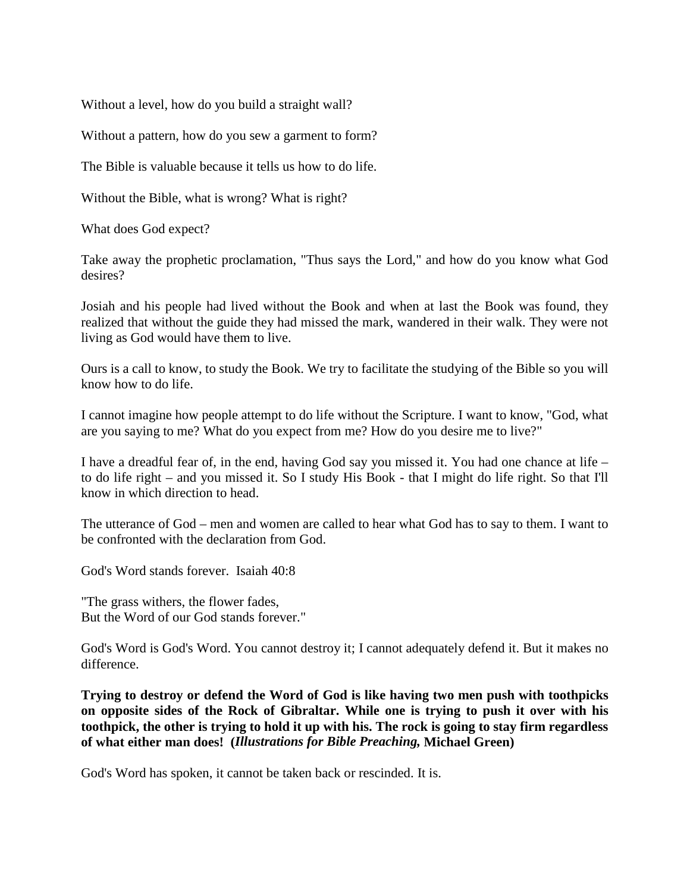Without a level, how do you build a straight wall?

Without a pattern, how do you sew a garment to form?

The Bible is valuable because it tells us how to do life.

Without the Bible, what is wrong? What is right?

What does God expect?

Take away the prophetic proclamation, "Thus says the Lord," and how do you know what God desires?

Josiah and his people had lived without the Book and when at last the Book was found, they realized that without the guide they had missed the mark, wandered in their walk. They were not living as God would have them to live.

Ours is a call to know, to study the Book. We try to facilitate the studying of the Bible so you will know how to do life.

I cannot imagine how people attempt to do life without the Scripture. I want to know, "God, what are you saying to me? What do you expect from me? How do you desire me to live?"

I have a dreadful fear of, in the end, having God say you missed it. You had one chance at life – to do life right – and you missed it. So I study His Book - that I might do life right. So that I'll know in which direction to head.

The utterance of God – men and women are called to hear what God has to say to them. I want to be confronted with the declaration from God.

God's Word stands forever. Isaiah 40:8

"The grass withers, the flower fades,
But the Word of our God stands forever."

God's Word is God's Word. You cannot destroy it; I cannot adequately defend it. But it makes no difference.

**Trying to destroy or defend the Word of God is like having two men push with toothpicks on opposite sides of the Rock of Gibraltar. While one is trying to push it over with his toothpick, the other is trying to hold it up with his. The rock is going to stay firm regardless of what either man does! (*Illustrations for Bible Preaching,* Michael Green)**

God's Word has spoken, it cannot be taken back or rescinded. It is.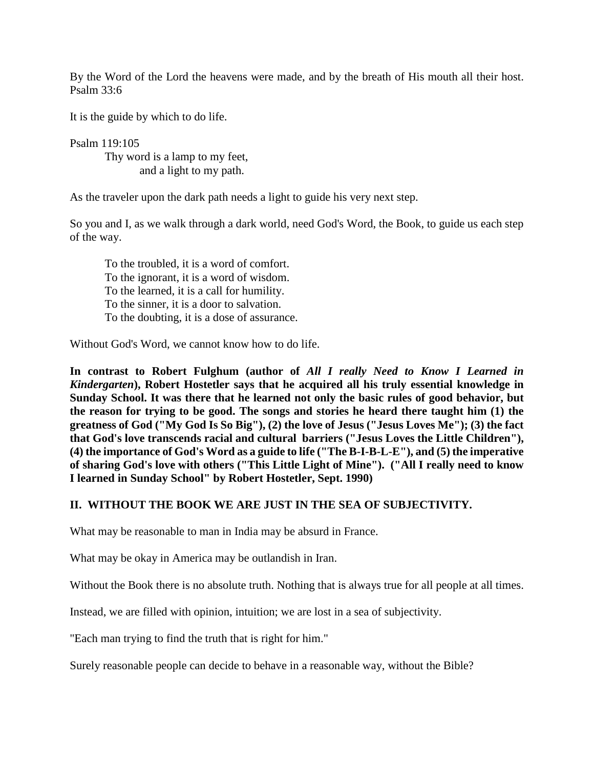By the Word of the Lord the heavens were made, and by the breath of His mouth all their host. Psalm 33:6

It is the guide by which to do life.

Psalm 119:105

> Thy word is a lamp to my feet,
> and a light to my path.

As the traveler upon the dark path needs a light to guide his very next step.

So you and I, as we walk through a dark world, need God's Word, the Book, to guide us each step of the way.

> To the troubled, it is a word of comfort.
> To the ignorant, it is a word of wisdom.
> To the learned, it is a call for humility.
> To the sinner, it is a door to salvation.
> To the doubting, it is a dose of assurance.

Without God's Word, we cannot know how to do life.

**In contrast to Robert Fulghum (author of *All I really Need to Know I Learned in Kindergarten*), Robert Hostetler says that he acquired all his truly essential knowledge in Sunday School. It was there that he learned not only the basic rules of good behavior, but the reason for trying to be good. The songs and stories he heard there taught him (1) the greatness of God ("My God Is So Big"), (2) the love of Jesus ("Jesus Loves Me"); (3) the fact that God's love transcends racial and cultural barriers ("Jesus Loves the Little Children"), (4) the importance of God's Word as a guide to life ("The B-I-B-L-E"), and (5) the imperative of sharing God's love with others ("This Little Light of Mine"). ("All I really need to know I learned in Sunday School" by Robert Hostetler, Sept. 1990)**

## II. WITHOUT THE BOOK WE ARE JUST IN THE SEA OF SUBJECTIVITY.

What may be reasonable to man in India may be absurd in France.

What may be okay in America may be outlandish in Iran.

Without the Book there is no absolute truth. Nothing that is always true for all people at all times.

Instead, we are filled with opinion, intuition; we are lost in a sea of subjectivity.

"Each man trying to find the truth that is right for him."

Surely reasonable people can decide to behave in a reasonable way, without the Bible?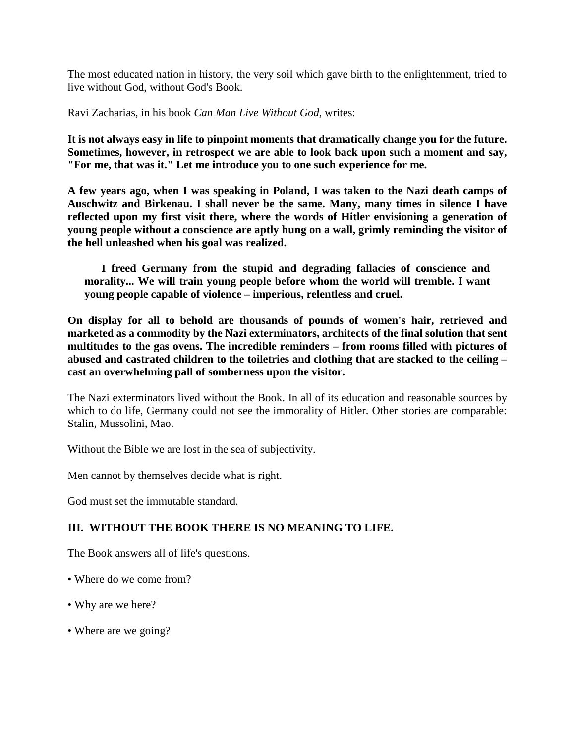The most educated nation in history, the very soil which gave birth to the enlightenment, tried to live without God, without God's Book.

Ravi Zacharias, in his book *Can Man Live Without God,* writes:

**It is not always easy in life to pinpoint moments that dramatically change you for the future. Sometimes, however, in retrospect we are able to look back upon such a moment and say, "For me, that was it." Let me introduce you to one such experience for me.**

**A few years ago, when I was speaking in Poland, I was taken to the Nazi death camps of Auschwitz and Birkenau. I shall never be the same. Many, many times in silence I have reflected upon my first visit there, where the words of Hitler envisioning a generation of young people without a conscience are aptly hung on a wall, grimly reminding the visitor of the hell unleashed when his goal was realized.**

> **I freed Germany from the stupid and degrading fallacies of conscience and morality... We will train young people before whom the world will tremble. I want young people capable of violence – imperious, relentless and cruel.**

**On display for all to behold are thousands of pounds of women's hair, retrieved and marketed as a commodity by the Nazi exterminators, architects of the final solution that sent multitudes to the gas ovens. The incredible reminders – from rooms filled with pictures of abused and castrated children to the toiletries and clothing that are stacked to the ceiling – cast an overwhelming pall of somberness upon the visitor.**

The Nazi exterminators lived without the Book. In all of its education and reasonable sources by which to do life, Germany could not see the immorality of Hitler. Other stories are comparable: Stalin, Mussolini, Mao.

Without the Bible we are lost in the sea of subjectivity.

Men cannot by themselves decide what is right.

God must set the immutable standard.

## III. WITHOUT THE BOOK THERE IS NO MEANING TO LIFE.

The Book answers all of life's questions.

- Where do we come from?
- Why are we here?
- Where are we going?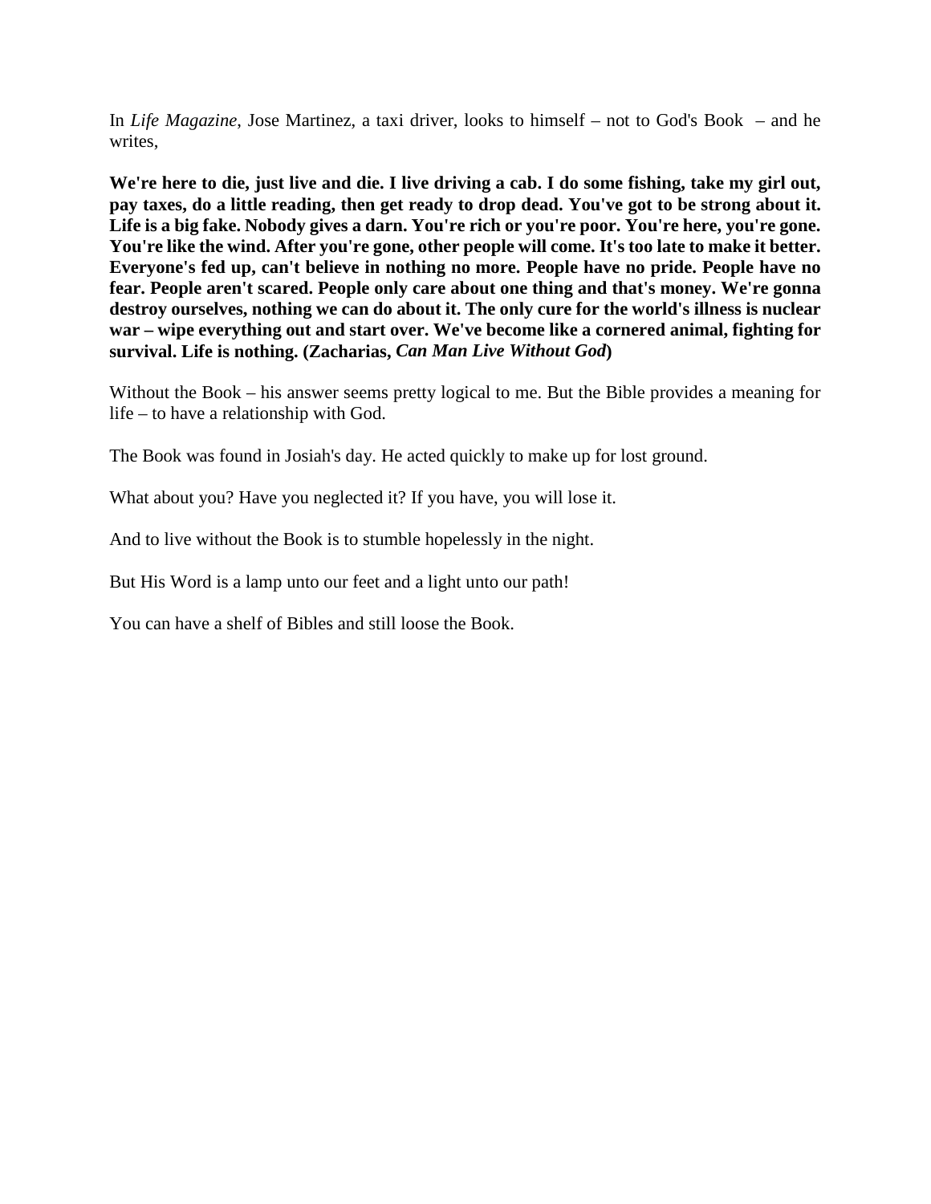In *Life Magazine*, Jose Martinez, a taxi driver, looks to himself – not to God's Book – and he writes,

**We're here to die, just live and die. I live driving a cab. I do some fishing, take my girl out, pay taxes, do a little reading, then get ready to drop dead. You've got to be strong about it. Life is a big fake. Nobody gives a darn. You're rich or you're poor. You're here, you're gone. You're like the wind. After you're gone, other people will come. It's too late to make it better. Everyone's fed up, can't believe in nothing no more. People have no pride. People have no fear. People aren't scared. People only care about one thing and that's money. We're gonna destroy ourselves, nothing we can do about it. The only cure for the world's illness is nuclear war – wipe everything out and start over. We've become like a cornered animal, fighting for survival. Life is nothing. (Zacharias, *Can Man Live Without God*)**

Without the Book – his answer seems pretty logical to me. But the Bible provides a meaning for life – to have a relationship with God.

The Book was found in Josiah's day. He acted quickly to make up for lost ground.

What about you? Have you neglected it? If you have, you will lose it.

And to live without the Book is to stumble hopelessly in the night.

But His Word is a lamp unto our feet and a light unto our path!

You can have a shelf of Bibles and still loose the Book.